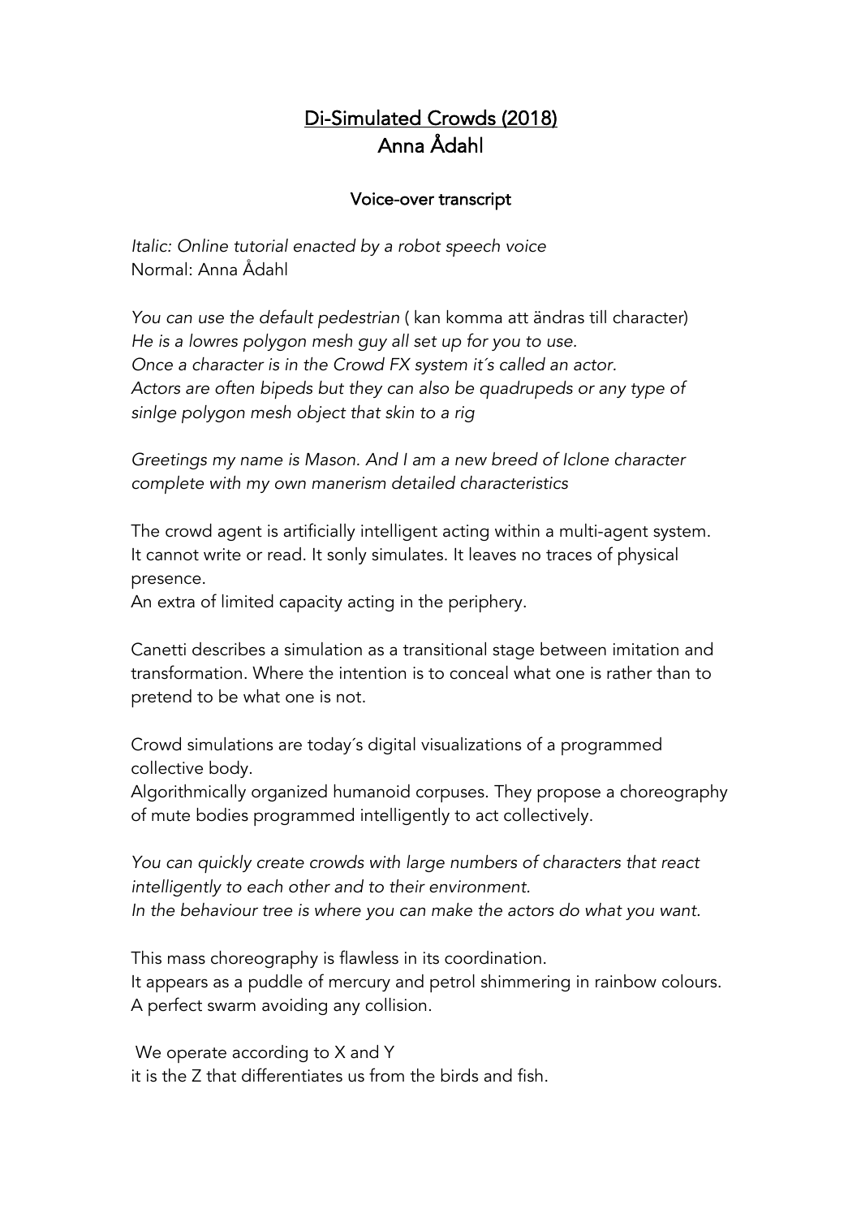# Di-Simulated Crowds (2018)
# Anna Ådahl

## Voice-over transcript

*Italic: Online tutorial enacted by a robot speech voice*
Normal: Anna Ådahl

*You can use the default pedestrian* ( kan komma att ändras till character)
*He is a lowres polygon mesh guy all set up for you to use.*
*Once a character is in the Crowd FX system it´s called an actor.*
*Actors are often bipeds but they can also be quadrupeds or any type of sinlge polygon mesh object that skin to a rig*

*Greetings my name is Mason. And I am a new breed of Iclone character complete with my own manerism detailed characteristics*

The crowd agent is artificially intelligent acting within a multi-agent system. It cannot write or read. It sonly simulates. It leaves no traces of physical presence.
An extra of limited capacity acting in the periphery.

Canetti describes a simulation as a transitional stage between imitation and transformation. Where the intention is to conceal what one is rather than to pretend to be what one is not.

Crowd simulations are today´s digital visualizations of a programmed collective body.
Algorithmically organized humanoid corpuses. They propose a choreography of mute bodies programmed intelligently to act collectively.

*You can quickly create crowds with large numbers of characters that react intelligently to each other and to their environment.*
*In the behaviour tree is where you can make the actors do what you want.*

This mass choreography is flawless in its coordination.
It appears as a puddle of mercury and petrol shimmering in rainbow colours.
A perfect swarm avoiding any collision.

We operate according to X and Y
it is the Z that differentiates us from the birds and fish.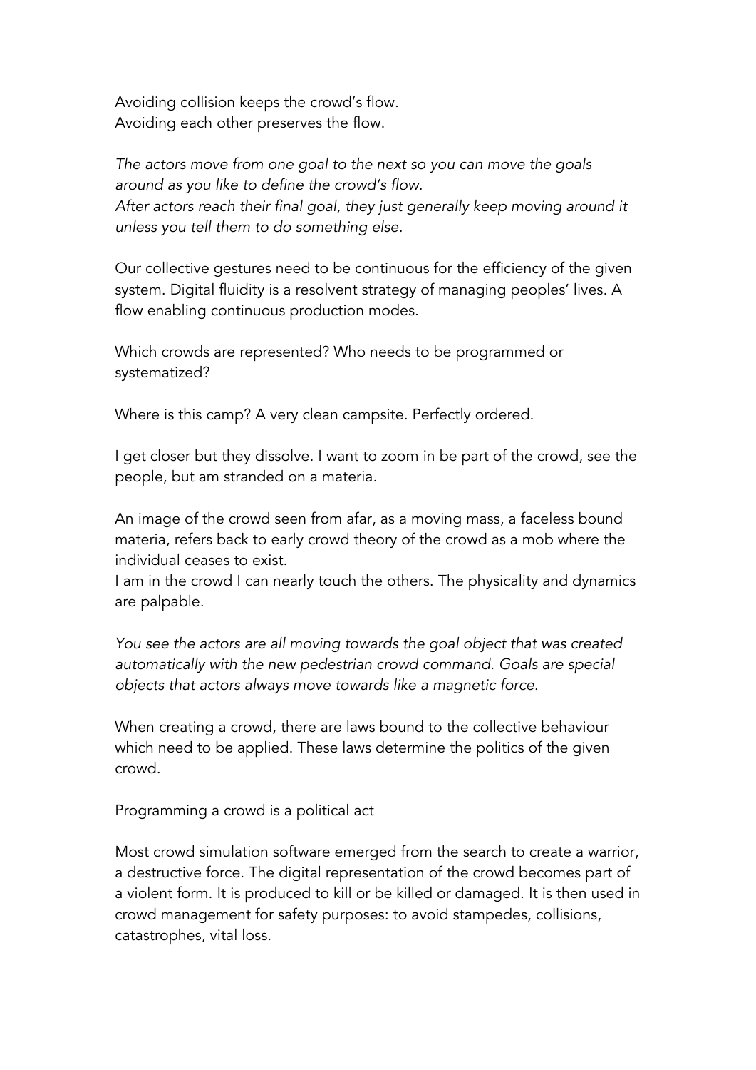Avoiding collision keeps the crowd's flow.
Avoiding each other preserves the flow.

*The actors move from one goal to the next so you can move the goals around as you like to define the crowd's flow.*
*After actors reach their final goal, they just generally keep moving around it unless you tell them to do something else.*

Our collective gestures need to be continuous for the efficiency of the given system. Digital fluidity is a resolvent strategy of managing peoples' lives. A flow enabling continuous production modes.

Which crowds are represented? Who needs to be programmed or systematized?

Where is this camp? A very clean campsite. Perfectly ordered.

I get closer but they dissolve. I want to zoom in be part of the crowd, see the people, but am stranded on a materia.

An image of the crowd seen from afar, as a moving mass, a faceless bound materia, refers back to early crowd theory of the crowd as a mob where the individual ceases to exist.
I am in the crowd I can nearly touch the others. The physicality and dynamics are palpable.

*You see the actors are all moving towards the goal object that was created automatically with the new pedestrian crowd command. Goals are special objects that actors always move towards like a magnetic force.*

When creating a crowd, there are laws bound to the collective behaviour which need to be applied. These laws determine the politics of the given crowd.

Programming a crowd is a political act

Most crowd simulation software emerged from the search to create a warrior, a destructive force. The digital representation of the crowd becomes part of a violent form. It is produced to kill or be killed or damaged. It is then used in crowd management for safety purposes: to avoid stampedes, collisions, catastrophes, vital loss.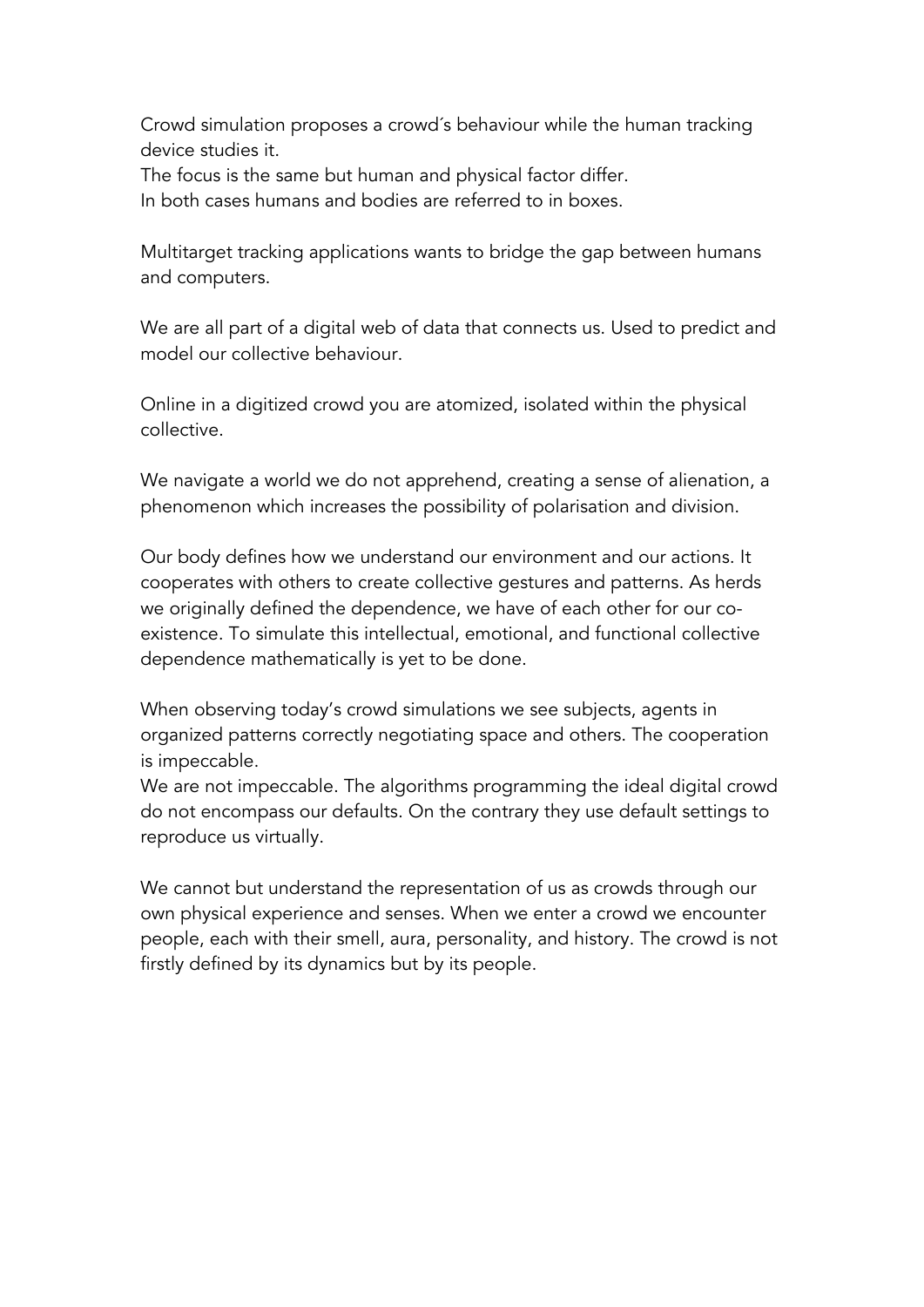Crowd simulation proposes a crowd´s behaviour while the human tracking device studies it.
The focus is the same but human and physical factor differ.
In both cases humans and bodies are referred to in boxes.

Multitarget tracking applications wants to bridge the gap between humans and computers.

We are all part of a digital web of data that connects us. Used to predict and model our collective behaviour.

Online in a digitized crowd you are atomized, isolated within the physical collective.

We navigate a world we do not apprehend, creating a sense of alienation, a phenomenon which increases the possibility of polarisation and division.

Our body defines how we understand our environment and our actions. It cooperates with others to create collective gestures and patterns. As herds we originally defined the dependence, we have of each other for our co-existence. To simulate this intellectual, emotional, and functional collective dependence mathematically is yet to be done.

When observing today's crowd simulations we see subjects, agents in organized patterns correctly negotiating space and others. The cooperation is impeccable.
We are not impeccable. The algorithms programming the ideal digital crowd do not encompass our defaults. On the contrary they use default settings to reproduce us virtually.

We cannot but understand the representation of us as crowds through our own physical experience and senses. When we enter a crowd we encounter people, each with their smell, aura, personality, and history. The crowd is not firstly defined by its dynamics but by its people.